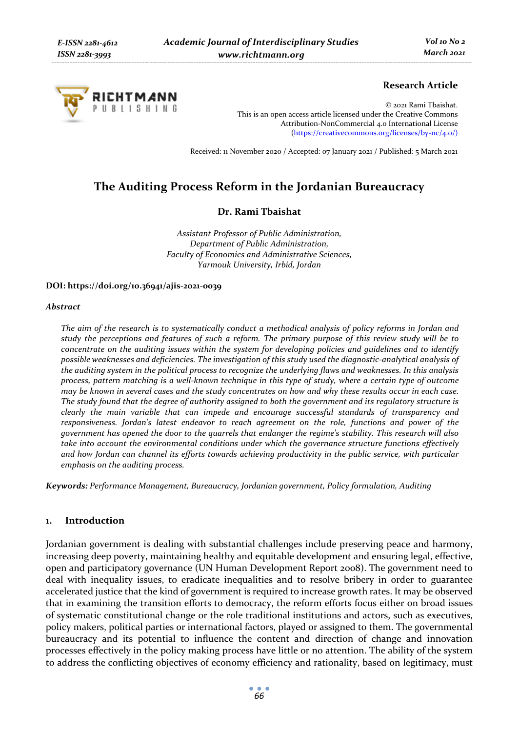**Research Article**

© 2021 Rami Tbaishat.
This is an open access article licensed under the Creative Commons Attribution-NonCommercial 4.0 International License (https://creativecommons.org/licenses/by-nc/4.0/)

Received: 11 November 2020 / Accepted: 07 January 2021 / Published: 5 March 2021

# The Auditing Process Reform in the Jordanian Bureaucracy

**Dr. Rami Tbaishat**

*Assistant Professor of Public Administration,*
*Department of Public Administration,*
*Faculty of Economics and Administrative Sciences,*
*Yarmouk University, Irbid, Jordan*

**DOI: https://doi.org/10.36941/ajis-2021-0039**

***Abstract***

*The aim of the research is to systematically conduct a methodical analysis of policy reforms in Jordan and study the perceptions and features of such a reform. The primary purpose of this review study will be to concentrate on the auditing issues within the system for developing policies and guidelines and to identify possible weaknesses and deficiencies. The investigation of this study used the diagnostic-analytical analysis of the auditing system in the political process to recognize the underlying flaws and weaknesses. In this analysis process, pattern matching is a well-known technique in this type of study, where a certain type of outcome may be known in several cases and the study concentrates on how and why these results occur in each case. The study found that the degree of authority assigned to both the government and its regulatory structure is clearly the main variable that can impede and encourage successful standards of transparency and responsiveness. Jordan's latest endeavor to reach agreement on the role, functions and power of the government has opened the door to the quarrels that endanger the regime's stability. This research will also take into account the environmental conditions under which the governance structure functions effectively and how Jordan can channel its efforts towards achieving productivity in the public service, with particular emphasis on the auditing process.*

***Keywords:*** *Performance Management, Bureaucracy, Jordanian government, Policy formulation, Auditing*

## 1. Introduction

Jordanian government is dealing with substantial challenges include preserving peace and harmony, increasing deep poverty, maintaining healthy and equitable development and ensuring legal, effective, open and participatory governance (UN Human Development Report 2008). The government need to deal with inequality issues, to eradicate inequalities and to resolve bribery in order to guarantee accelerated justice that the kind of government is required to increase growth rates. It may be observed that in examining the transition efforts to democracy, the reform efforts focus either on broad issues of systematic constitutional change or the role traditional institutions and actors, such as executives, policy makers, political parties or international factors, played or assigned to them. The governmental bureaucracy and its potential to influence the content and direction of change and innovation processes effectively in the policy making process have little or no attention. The ability of the system to address the conflicting objectives of economy efficiency and rationality, based on legitimacy, must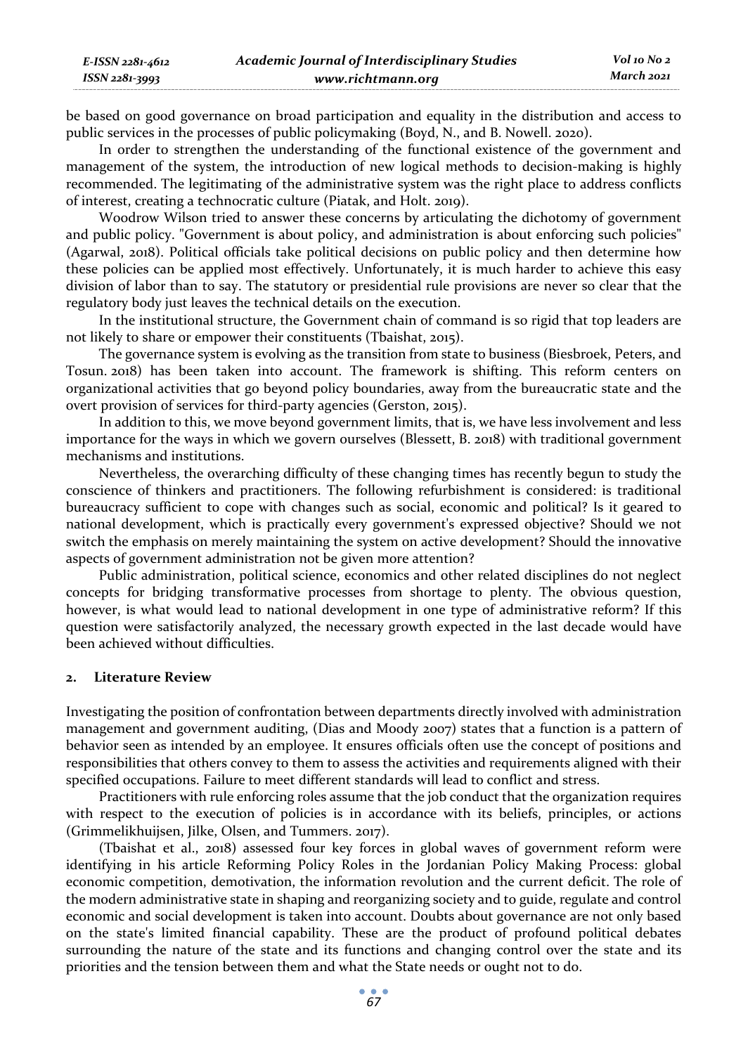be based on good governance on broad participation and equality in the distribution and access to public services in the processes of public policymaking (Boyd, N., and B. Nowell. 2020).

In order to strengthen the understanding of the functional existence of the government and management of the system, the introduction of new logical methods to decision-making is highly recommended. The legitimating of the administrative system was the right place to address conflicts of interest, creating a technocratic culture (Piatak, and Holt. 2019).

Woodrow Wilson tried to answer these concerns by articulating the dichotomy of government and public policy. "Government is about policy, and administration is about enforcing such policies" (Agarwal, 2018). Political officials take political decisions on public policy and then determine how these policies can be applied most effectively. Unfortunately, it is much harder to achieve this easy division of labor than to say. The statutory or presidential rule provisions are never so clear that the regulatory body just leaves the technical details on the execution.

In the institutional structure, the Government chain of command is so rigid that top leaders are not likely to share or empower their constituents (Tbaishat, 2015).

The governance system is evolving as the transition from state to business (Biesbroek, Peters, and Tosun. 2018) has been taken into account. The framework is shifting. This reform centers on organizational activities that go beyond policy boundaries, away from the bureaucratic state and the overt provision of services for third-party agencies (Gerston, 2015).

In addition to this, we move beyond government limits, that is, we have less involvement and less importance for the ways in which we govern ourselves (Blessett, B. 2018) with traditional government mechanisms and institutions.

Nevertheless, the overarching difficulty of these changing times has recently begun to study the conscience of thinkers and practitioners. The following refurbishment is considered: is traditional bureaucracy sufficient to cope with changes such as social, economic and political? Is it geared to national development, which is practically every government's expressed objective? Should we not switch the emphasis on merely maintaining the system on active development? Should the innovative aspects of government administration not be given more attention?

Public administration, political science, economics and other related disciplines do not neglect concepts for bridging transformative processes from shortage to plenty. The obvious question, however, is what would lead to national development in one type of administrative reform? If this question were satisfactorily analyzed, the necessary growth expected in the last decade would have been achieved without difficulties.

## 2. Literature Review

Investigating the position of confrontation between departments directly involved with administration management and government auditing, (Dias and Moody 2007) states that a function is a pattern of behavior seen as intended by an employee. It ensures officials often use the concept of positions and responsibilities that others convey to them to assess the activities and requirements aligned with their specified occupations. Failure to meet different standards will lead to conflict and stress.

Practitioners with rule enforcing roles assume that the job conduct that the organization requires with respect to the execution of policies is in accordance with its beliefs, principles, or actions (Grimmelikhuijsen, Jilke, Olsen, and Tummers. 2017).

(Tbaishat et al., 2018) assessed four key forces in global waves of government reform were identifying in his article Reforming Policy Roles in the Jordanian Policy Making Process: global economic competition, demotivation, the information revolution and the current deficit. The role of the modern administrative state in shaping and reorganizing society and to guide, regulate and control economic and social development is taken into account. Doubts about governance are not only based on the state's limited financial capability. These are the product of profound political debates surrounding the nature of the state and its functions and changing control over the state and its priorities and the tension between them and what the State needs or ought not to do.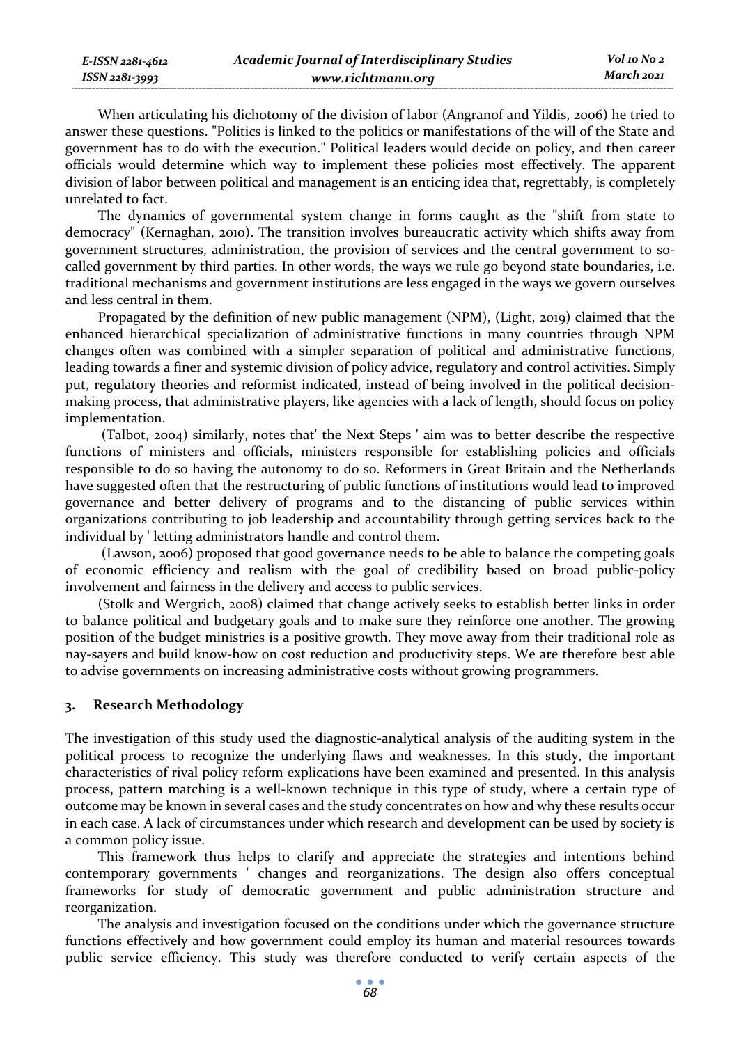When articulating his dichotomy of the division of labor (Angranof and Yildis, 2006) he tried to answer these questions. "Politics is linked to the politics or manifestations of the will of the State and government has to do with the execution." Political leaders would decide on policy, and then career officials would determine which way to implement these policies most effectively. The apparent division of labor between political and management is an enticing idea that, regrettably, is completely unrelated to fact.

The dynamics of governmental system change in forms caught as the "shift from state to democracy" (Kernaghan, 2010). The transition involves bureaucratic activity which shifts away from government structures, administration, the provision of services and the central government to so-called government by third parties. In other words, the ways we rule go beyond state boundaries, i.e. traditional mechanisms and government institutions are less engaged in the ways we govern ourselves and less central in them.

Propagated by the definition of new public management (NPM), (Light, 2019) claimed that the enhanced hierarchical specialization of administrative functions in many countries through NPM changes often was combined with a simpler separation of political and administrative functions, leading towards a finer and systemic division of policy advice, regulatory and control activities. Simply put, regulatory theories and reformist indicated, instead of being involved in the political decision-making process, that administrative players, like agencies with a lack of length, should focus on policy implementation.

(Talbot, 2004) similarly, notes that' the Next Steps ' aim was to better describe the respective functions of ministers and officials, ministers responsible for establishing policies and officials responsible to do so having the autonomy to do so. Reformers in Great Britain and the Netherlands have suggested often that the restructuring of public functions of institutions would lead to improved governance and better delivery of programs and to the distancing of public services within organizations contributing to job leadership and accountability through getting services back to the individual by ' letting administrators handle and control them.

(Lawson, 2006) proposed that good governance needs to be able to balance the competing goals of economic efficiency and realism with the goal of credibility based on broad public-policy involvement and fairness in the delivery and access to public services.

(Stolk and Wergrich, 2008) claimed that change actively seeks to establish better links in order to balance political and budgetary goals and to make sure they reinforce one another. The growing position of the budget ministries is a positive growth. They move away from their traditional role as nay-sayers and build know-how on cost reduction and productivity steps. We are therefore best able to advise governments on increasing administrative costs without growing programmers.

## 3. Research Methodology

The investigation of this study used the diagnostic-analytical analysis of the auditing system in the political process to recognize the underlying flaws and weaknesses. In this study, the important characteristics of rival policy reform explications have been examined and presented. In this analysis process, pattern matching is a well-known technique in this type of study, where a certain type of outcome may be known in several cases and the study concentrates on how and why these results occur in each case. A lack of circumstances under which research and development can be used by society is a common policy issue.

This framework thus helps to clarify and appreciate the strategies and intentions behind contemporary governments ' changes and reorganizations. The design also offers conceptual frameworks for study of democratic government and public administration structure and reorganization.

The analysis and investigation focused on the conditions under which the governance structure functions effectively and how government could employ its human and material resources towards public service efficiency. This study was therefore conducted to verify certain aspects of the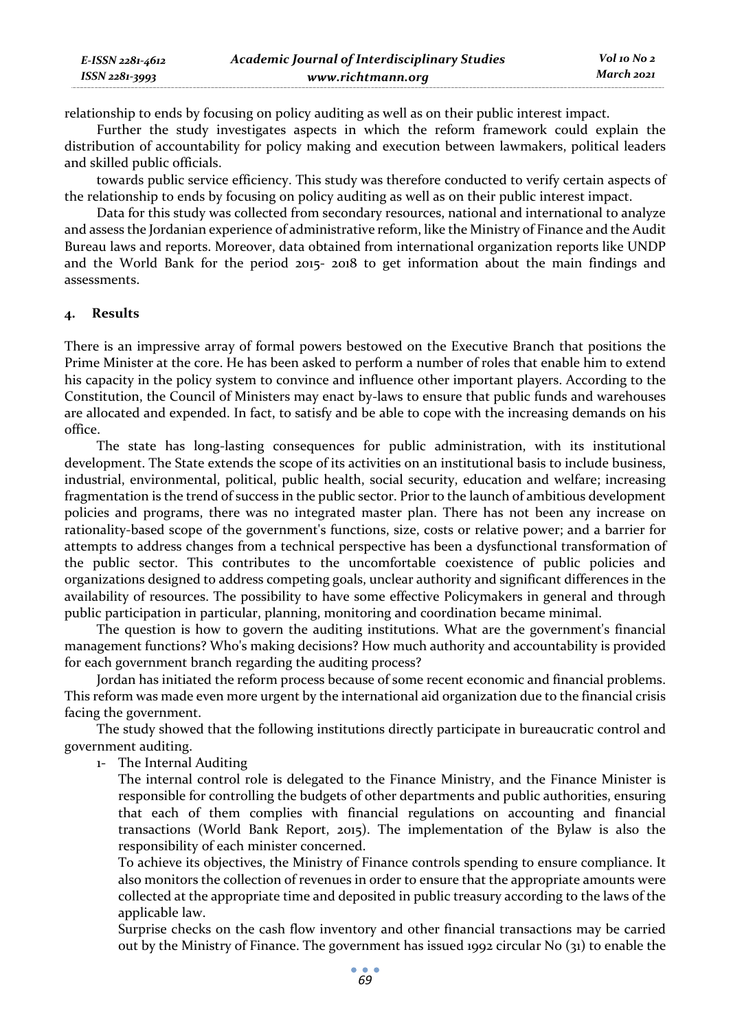relationship to ends by focusing on policy auditing as well as on their public interest impact.

Further the study investigates aspects in which the reform framework could explain the distribution of accountability for policy making and execution between lawmakers, political leaders and skilled public officials.

towards public service efficiency. This study was therefore conducted to verify certain aspects of the relationship to ends by focusing on policy auditing as well as on their public interest impact.

Data for this study was collected from secondary resources, national and international to analyze and assess the Jordanian experience of administrative reform, like the Ministry of Finance and the Audit Bureau laws and reports. Moreover, data obtained from international organization reports like UNDP and the World Bank for the period 2015- 2018 to get information about the main findings and assessments.

## 4. Results

There is an impressive array of formal powers bestowed on the Executive Branch that positions the Prime Minister at the core. He has been asked to perform a number of roles that enable him to extend his capacity in the policy system to convince and influence other important players. According to the Constitution, the Council of Ministers may enact by-laws to ensure that public funds and warehouses are allocated and expended. In fact, to satisfy and be able to cope with the increasing demands on his office.

The state has long-lasting consequences for public administration, with its institutional development. The State extends the scope of its activities on an institutional basis to include business, industrial, environmental, political, public health, social security, education and welfare; increasing fragmentation is the trend of success in the public sector. Prior to the launch of ambitious development policies and programs, there was no integrated master plan. There has not been any increase on rationality-based scope of the government's functions, size, costs or relative power; and a barrier for attempts to address changes from a technical perspective has been a dysfunctional transformation of the public sector. This contributes to the uncomfortable coexistence of public policies and organizations designed to address competing goals, unclear authority and significant differences in the availability of resources. The possibility to have some effective Policymakers in general and through public participation in particular, planning, monitoring and coordination became minimal.

The question is how to govern the auditing institutions. What are the government's financial management functions? Who's making decisions? How much authority and accountability is provided for each government branch regarding the auditing process?

Jordan has initiated the reform process because of some recent economic and financial problems. This reform was made even more urgent by the international aid organization due to the financial crisis facing the government.

The study showed that the following institutions directly participate in bureaucratic control and government auditing.

1- The Internal Auditing

The internal control role is delegated to the Finance Ministry, and the Finance Minister is responsible for controlling the budgets of other departments and public authorities, ensuring that each of them complies with financial regulations on accounting and financial transactions (World Bank Report, 2015). The implementation of the Bylaw is also the responsibility of each minister concerned.

To achieve its objectives, the Ministry of Finance controls spending to ensure compliance. It also monitors the collection of revenues in order to ensure that the appropriate amounts were collected at the appropriate time and deposited in public treasury according to the laws of the applicable law.

Surprise checks on the cash flow inventory and other financial transactions may be carried out by the Ministry of Finance. The government has issued 1992 circular No (31) to enable the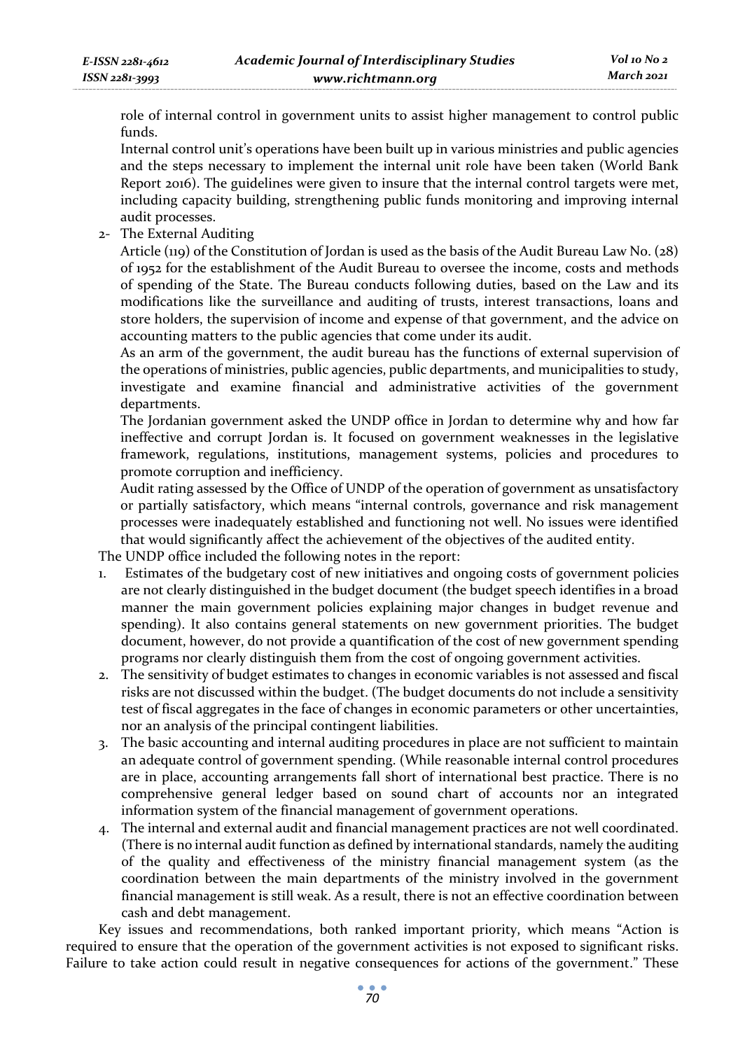role of internal control in government units to assist higher management to control public funds.

Internal control unit's operations have been built up in various ministries and public agencies and the steps necessary to implement the internal unit role have been taken (World Bank Report 2016). The guidelines were given to insure that the internal control targets were met, including capacity building, strengthening public funds monitoring and improving internal audit processes.

2- The External Auditing

Article (119) of the Constitution of Jordan is used as the basis of the Audit Bureau Law No. (28) of 1952 for the establishment of the Audit Bureau to oversee the income, costs and methods of spending of the State. The Bureau conducts following duties, based on the Law and its modifications like the surveillance and auditing of trusts, interest transactions, loans and store holders, the supervision of income and expense of that government, and the advice on accounting matters to the public agencies that come under its audit.

As an arm of the government, the audit bureau has the functions of external supervision of the operations of ministries, public agencies, public departments, and municipalities to study, investigate and examine financial and administrative activities of the government departments.

The Jordanian government asked the UNDP office in Jordan to determine why and how far ineffective and corrupt Jordan is. It focused on government weaknesses in the legislative framework, regulations, institutions, management systems, policies and procedures to promote corruption and inefficiency.

Audit rating assessed by the Office of UNDP of the operation of government as unsatisfactory or partially satisfactory, which means "internal controls, governance and risk management processes were inadequately established and functioning not well. No issues were identified that would significantly affect the achievement of the objectives of the audited entity.

The UNDP office included the following notes in the report:

1. Estimates of the budgetary cost of new initiatives and ongoing costs of government policies are not clearly distinguished in the budget document (the budget speech identifies in a broad manner the main government policies explaining major changes in budget revenue and spending). It also contains general statements on new government priorities. The budget document, however, do not provide a quantification of the cost of new government spending programs nor clearly distinguish them from the cost of ongoing government activities.
2. The sensitivity of budget estimates to changes in economic variables is not assessed and fiscal risks are not discussed within the budget. (The budget documents do not include a sensitivity test of fiscal aggregates in the face of changes in economic parameters or other uncertainties, nor an analysis of the principal contingent liabilities.
3. The basic accounting and internal auditing procedures in place are not sufficient to maintain an adequate control of government spending. (While reasonable internal control procedures are in place, accounting arrangements fall short of international best practice. There is no comprehensive general ledger based on sound chart of accounts nor an integrated information system of the financial management of government operations.
4. The internal and external audit and financial management practices are not well coordinated. (There is no internal audit function as defined by international standards, namely the auditing of the quality and effectiveness of the ministry financial management system (as the coordination between the main departments of the ministry involved in the government financial management is still weak. As a result, there is not an effective coordination between cash and debt management.

Key issues and recommendations, both ranked important priority, which means "Action is required to ensure that the operation of the government activities is not exposed to significant risks. Failure to take action could result in negative consequences for actions of the government." These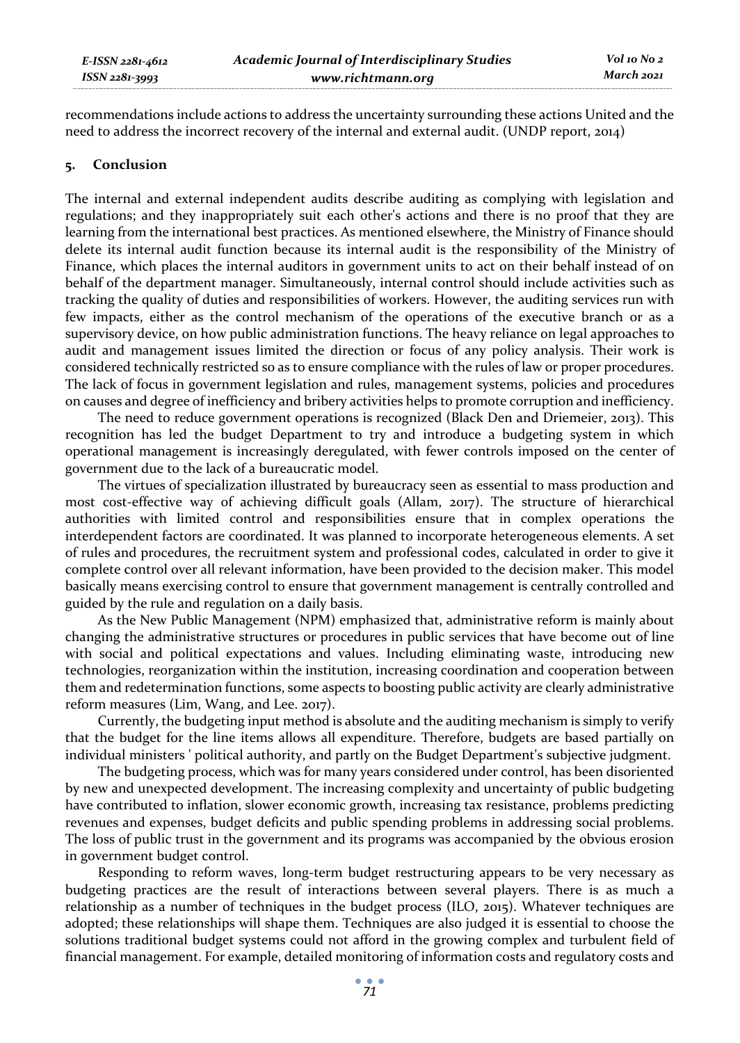recommendations include actions to address the uncertainty surrounding these actions United and the need to address the incorrect recovery of the internal and external audit. (UNDP report, 2014)

## 5. Conclusion

The internal and external independent audits describe auditing as complying with legislation and regulations; and they inappropriately suit each other's actions and there is no proof that they are learning from the international best practices. As mentioned elsewhere, the Ministry of Finance should delete its internal audit function because its internal audit is the responsibility of the Ministry of Finance, which places the internal auditors in government units to act on their behalf instead of on behalf of the department manager. Simultaneously, internal control should include activities such as tracking the quality of duties and responsibilities of workers. However, the auditing services run with few impacts, either as the control mechanism of the operations of the executive branch or as a supervisory device, on how public administration functions. The heavy reliance on legal approaches to audit and management issues limited the direction or focus of any policy analysis. Their work is considered technically restricted so as to ensure compliance with the rules of law or proper procedures. The lack of focus in government legislation and rules, management systems, policies and procedures on causes and degree of inefficiency and bribery activities helps to promote corruption and inefficiency.

The need to reduce government operations is recognized (Black Den and Driemeier, 2013). This recognition has led the budget Department to try and introduce a budgeting system in which operational management is increasingly deregulated, with fewer controls imposed on the center of government due to the lack of a bureaucratic model.

The virtues of specialization illustrated by bureaucracy seen as essential to mass production and most cost-effective way of achieving difficult goals (Allam, 2017). The structure of hierarchical authorities with limited control and responsibilities ensure that in complex operations the interdependent factors are coordinated. It was planned to incorporate heterogeneous elements. A set of rules and procedures, the recruitment system and professional codes, calculated in order to give it complete control over all relevant information, have been provided to the decision maker. This model basically means exercising control to ensure that government management is centrally controlled and guided by the rule and regulation on a daily basis.

As the New Public Management (NPM) emphasized that, administrative reform is mainly about changing the administrative structures or procedures in public services that have become out of line with social and political expectations and values. Including eliminating waste, introducing new technologies, reorganization within the institution, increasing coordination and cooperation between them and redetermination functions, some aspects to boosting public activity are clearly administrative reform measures (Lim, Wang, and Lee. 2017).

Currently, the budgeting input method is absolute and the auditing mechanism is simply to verify that the budget for the line items allows all expenditure. Therefore, budgets are based partially on individual ministers ' political authority, and partly on the Budget Department's subjective judgment.

The budgeting process, which was for many years considered under control, has been disoriented by new and unexpected development. The increasing complexity and uncertainty of public budgeting have contributed to inflation, slower economic growth, increasing tax resistance, problems predicting revenues and expenses, budget deficits and public spending problems in addressing social problems. The loss of public trust in the government and its programs was accompanied by the obvious erosion in government budget control.

Responding to reform waves, long-term budget restructuring appears to be very necessary as budgeting practices are the result of interactions between several players. There is as much a relationship as a number of techniques in the budget process (ILO, 2015). Whatever techniques are adopted; these relationships will shape them. Techniques are also judged it is essential to choose the solutions traditional budget systems could not afford in the growing complex and turbulent field of financial management. For example, detailed monitoring of information costs and regulatory costs and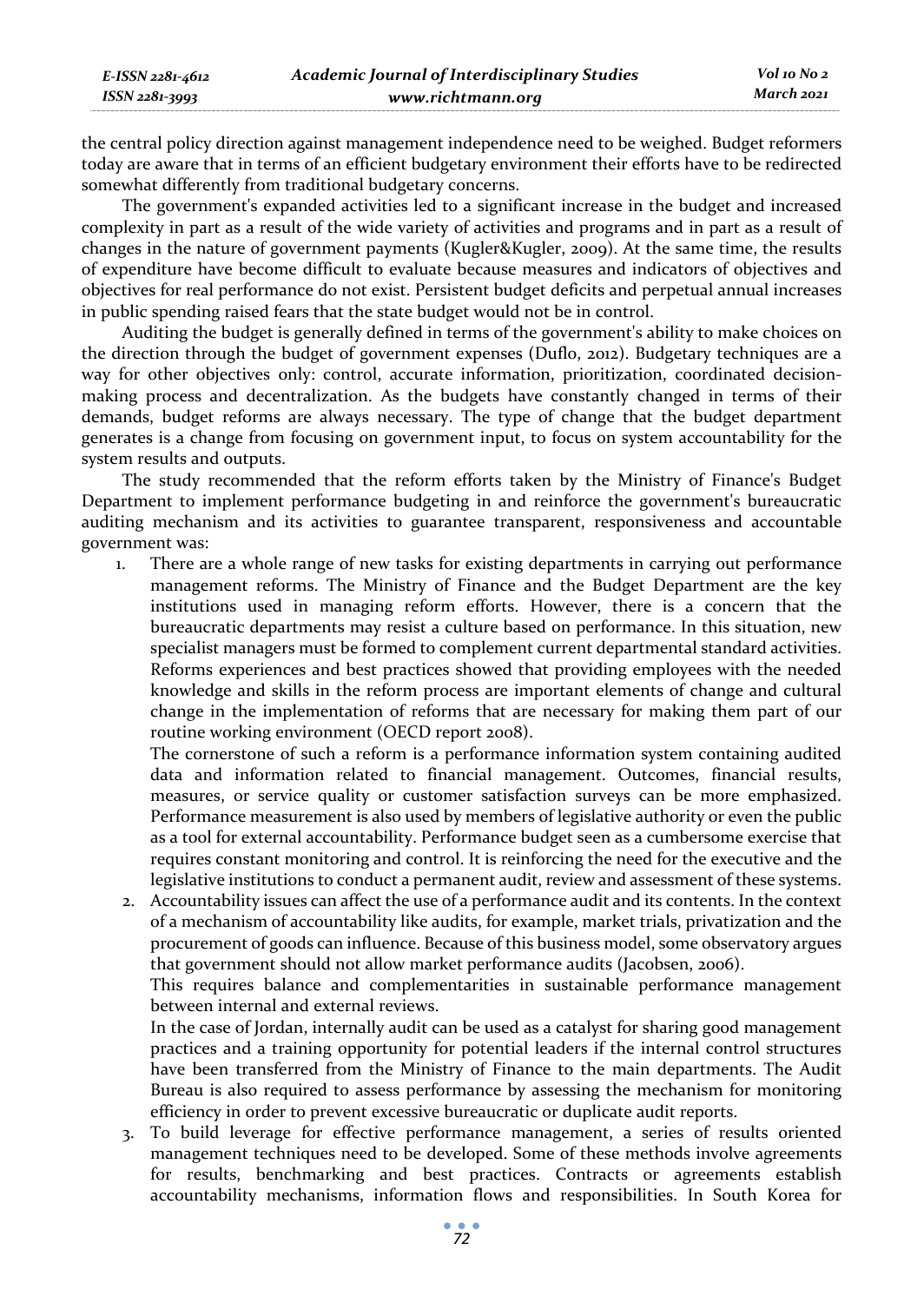the central policy direction against management independence need to be weighed. Budget reformers today are aware that in terms of an efficient budgetary environment their efforts have to be redirected somewhat differently from traditional budgetary concerns.

The government's expanded activities led to a significant increase in the budget and increased complexity in part as a result of the wide variety of activities and programs and in part as a result of changes in the nature of government payments (Kugler&Kugler, 2009). At the same time, the results of expenditure have become difficult to evaluate because measures and indicators of objectives and objectives for real performance do not exist. Persistent budget deficits and perpetual annual increases in public spending raised fears that the state budget would not be in control.

Auditing the budget is generally defined in terms of the government's ability to make choices on the direction through the budget of government expenses (Duflo, 2012). Budgetary techniques are a way for other objectives only: control, accurate information, prioritization, coordinated decision-making process and decentralization. As the budgets have constantly changed in terms of their demands, budget reforms are always necessary. The type of change that the budget department generates is a change from focusing on government input, to focus on system accountability for the system results and outputs.

The study recommended that the reform efforts taken by the Ministry of Finance's Budget Department to implement performance budgeting in and reinforce the government's bureaucratic auditing mechanism and its activities to guarantee transparent, responsiveness and accountable government was:

1. There are a whole range of new tasks for existing departments in carrying out performance management reforms. The Ministry of Finance and the Budget Department are the key institutions used in managing reform efforts. However, there is a concern that the bureaucratic departments may resist a culture based on performance. In this situation, new specialist managers must be formed to complement current departmental standard activities. Reforms experiences and best practices showed that providing employees with the needed knowledge and skills in the reform process are important elements of change and cultural change in the implementation of reforms that are necessary for making them part of our routine working environment (OECD report 2008).

   The cornerstone of such a reform is a performance information system containing audited data and information related to financial management. Outcomes, financial results, measures, or service quality or customer satisfaction surveys can be more emphasized. Performance measurement is also used by members of legislative authority or even the public as a tool for external accountability. Performance budget seen as a cumbersome exercise that requires constant monitoring and control. It is reinforcing the need for the executive and the legislative institutions to conduct a permanent audit, review and assessment of these systems.

2. Accountability issues can affect the use of a performance audit and its contents. In the context of a mechanism of accountability like audits, for example, market trials, privatization and the procurement of goods can influence. Because of this business model, some observatory argues that government should not allow market performance audits (Jacobsen, 2006).

   This requires balance and complementarities in sustainable performance management between internal and external reviews.

   In the case of Jordan, internally audit can be used as a catalyst for sharing good management practices and a training opportunity for potential leaders if the internal control structures have been transferred from the Ministry of Finance to the main departments. The Audit Bureau is also required to assess performance by assessing the mechanism for monitoring efficiency in order to prevent excessive bureaucratic or duplicate audit reports.

3. To build leverage for effective performance management, a series of results oriented management techniques need to be developed. Some of these methods involve agreements for results, benchmarking and best practices. Contracts or agreements establish accountability mechanisms, information flows and responsibilities. In South Korea for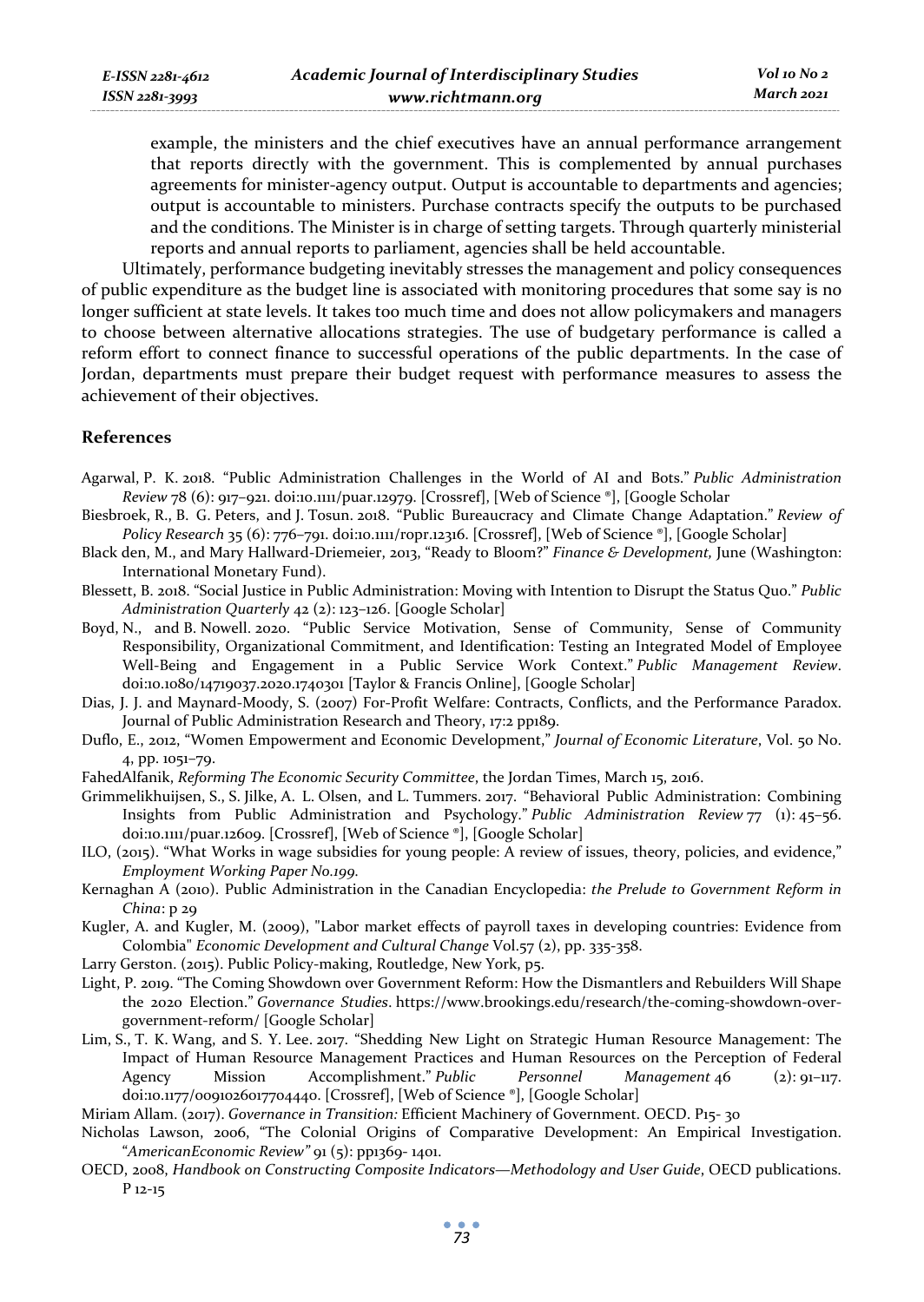example, the ministers and the chief executives have an annual performance arrangement that reports directly with the government. This is complemented by annual purchases agreements for minister-agency output. Output is accountable to departments and agencies; output is accountable to ministers. Purchase contracts specify the outputs to be purchased and the conditions. The Minister is in charge of setting targets. Through quarterly ministerial reports and annual reports to parliament, agencies shall be held accountable.

Ultimately, performance budgeting inevitably stresses the management and policy consequences of public expenditure as the budget line is associated with monitoring procedures that some say is no longer sufficient at state levels. It takes too much time and does not allow policymakers and managers to choose between alternative allocations strategies. The use of budgetary performance is called a reform effort to connect finance to successful operations of the public departments. In the case of Jordan, departments must prepare their budget request with performance measures to assess the achievement of their objectives.

## References

Agarwal, P. K. 2018. "Public Administration Challenges in the World of AI and Bots." *Public Administration Review* 78 (6): 917–921. doi:10.1111/puar.12979. [Crossref], [Web of Science ®], [Google Scholar

Biesbroek, R., B. G. Peters, and J. Tosun. 2018. "Public Bureaucracy and Climate Change Adaptation." *Review of Policy Research* 35 (6): 776–791. doi:10.1111/ropr.12316. [Crossref], [Web of Science ®], [Google Scholar]

Black den, M., and Mary Hallward-Driemeier, 2013, "Ready to Bloom?" *Finance & Development,* June (Washington: International Monetary Fund).

Blessett, B. 2018. "Social Justice in Public Administration: Moving with Intention to Disrupt the Status Quo." *Public Administration Quarterly* 42 (2): 123–126. [Google Scholar]

Boyd, N., and B. Nowell. 2020. "Public Service Motivation, Sense of Community, Sense of Community Responsibility, Organizational Commitment, and Identification: Testing an Integrated Model of Employee Well-Being and Engagement in a Public Service Work Context." *Public Management Review*. doi:10.1080/14719037.2020.1740301 [Taylor & Francis Online], [Google Scholar]

Dias, J. J. and Maynard-Moody, S. (2007) For-Profit Welfare: Contracts, Conflicts, and the Performance Paradox. Journal of Public Administration Research and Theory, 17:2 pp189.

Duflo, E., 2012, "Women Empowerment and Economic Development," *Journal of Economic Literature*, Vol. 50 No. 4, pp. 1051–79.

FahedAlfanik, *Reforming The Economic Security Committee*, the Jordan Times, March 15, 2016.

Grimmelikhuijsen, S., S. Jilke, A. L. Olsen, and L. Tummers. 2017. "Behavioral Public Administration: Combining Insights from Public Administration and Psychology." *Public Administration Review* 77 (1): 45–56. doi:10.1111/puar.12609. [Crossref], [Web of Science ®], [Google Scholar]

ILO, (2015). "What Works in wage subsidies for young people: A review of issues, theory, policies, and evidence," *Employment Working Paper No.199.*

Kernaghan A (2010). Public Administration in the Canadian Encyclopedia: *the Prelude to Government Reform in China*: p 29

Kugler, A. and Kugler, M. (2009), "Labor market effects of payroll taxes in developing countries: Evidence from Colombia" *Economic Development and Cultural Change* Vol.57 (2), pp. 335-358.

Larry Gerston. (2015). Public Policy-making, Routledge, New York, p5.

Light, P. 2019. "The Coming Showdown over Government Reform: How the Dismantlers and Rebuilders Will Shape the 2020 Election." *Governance Studies*. https://www.brookings.edu/research/the-coming-showdown-over-government-reform/ [Google Scholar]

Lim, S., T. K. Wang, and S. Y. Lee. 2017. "Shedding New Light on Strategic Human Resource Management: The Impact of Human Resource Management Practices and Human Resources on the Perception of Federal Agency Mission Accomplishment." *Public Personnel Management* 46 (2): 91–117. doi:10.1177/0091026017704440. [Crossref], [Web of Science ®], [Google Scholar]

Miriam Allam. (2017). *Governance in Transition:* Efficient Machinery of Government. OECD. P15- 30

Nicholas Lawson, 2006, "The Colonial Origins of Comparative Development: An Empirical Investigation. "*AmericanEconomic Review"* 91 (5): pp1369- 1401.

OECD, 2008, *Handbook on Constructing Composite Indicators—Methodology and User Guide*, OECD publications. P 12-15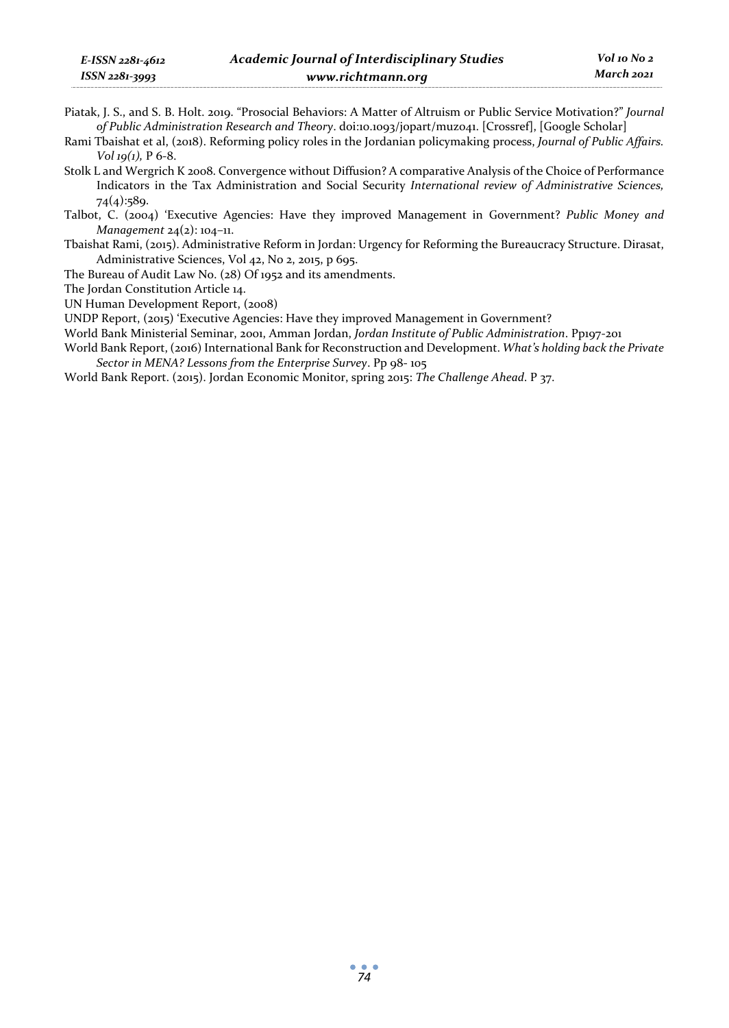Piatak, J. S., and S. B. Holt. 2019. "Prosocial Behaviors: A Matter of Altruism or Public Service Motivation?" *Journal of Public Administration Research and Theory*. doi:10.1093/jopart/muz041. [Crossref], [Google Scholar]

Rami Tbaishat et al, (2018). Reforming policy roles in the Jordanian policymaking process, *Journal of Public Affairs. Vol 19(1),* P 6-8.

Stolk L and Wergrich K 2008. Convergence without Diffusion? A comparative Analysis of the Choice of Performance Indicators in the Tax Administration and Social Security *International review of Administrative Sciences,* 74(4):589.

Talbot, C. (2004) 'Executive Agencies: Have they improved Management in Government? *Public Money and Management* 24(2): 104–11.

Tbaishat Rami, (2015). Administrative Reform in Jordan: Urgency for Reforming the Bureaucracy Structure. Dirasat, Administrative Sciences, Vol 42, No 2, 2015, p 695.

The Bureau of Audit Law No. (28) Of 1952 and its amendments.

The Jordan Constitution Article 14.

UN Human Development Report, (2008)

UNDP Report, (2015) 'Executive Agencies: Have they improved Management in Government?

World Bank Ministerial Seminar, 2001, Amman Jordan, *Jordan Institute of Public Administration*. Pp197-201

World Bank Report, (2016) International Bank for Reconstruction and Development. *What's holding back the Private Sector in MENA? Lessons from the Enterprise Survey*. Pp 98- 105

World Bank Report. (2015). Jordan Economic Monitor, spring 2015: *The Challenge Ahead*. P 37.